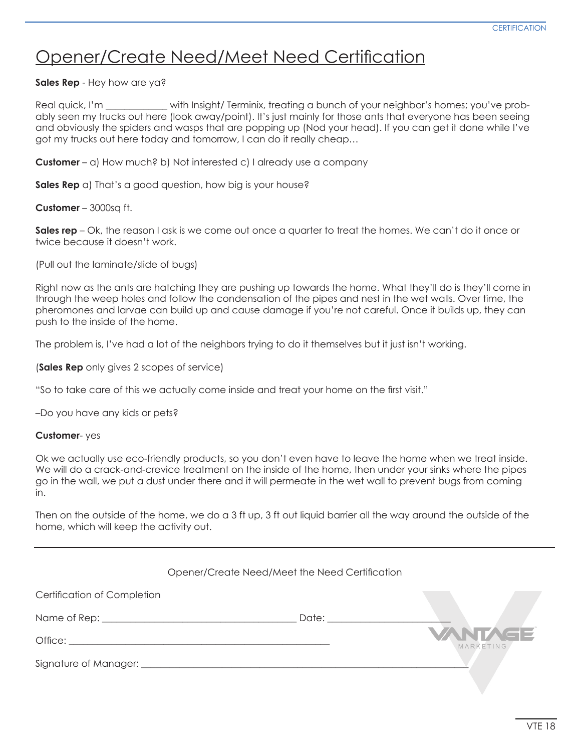# Opener/Create Need/Meet Need Certification

**Sales Rep** - Hey how are ya?

Real quick, I'm ____________ with Insight/ Terminix, treating a bunch of your neighbor's homes; you've probably seen my trucks out here (look away/point). It's just mainly for those ants that everyone has been seeing and obviously the spiders and wasps that are popping up (Nod your head). If you can get it done while I've got my trucks out here today and tomorrow, I can do it really cheap…

**Customer** – a) How much? b) Not interested c) I already use a company

**Sales Rep** a) That's a good question, how big is your house?

**Customer** – 3000sq ft.

**Sales rep** – Ok, the reason I ask is we come out once a quarter to treat the homes. We can't do it once or twice because it doesn't work.

(Pull out the laminate/slide of bugs)

Right now as the ants are hatching they are pushing up towards the home. What they'll do is they'll come in through the weep holes and follow the condensation of the pipes and nest in the wet walls. Over time, the pheromones and larvae can build up and cause damage if you're not careful. Once it builds up, they can push to the inside of the home.

The problem is, I've had a lot of the neighbors trying to do it themselves but it just isn't working.

(**Sales Rep** only gives 2 scopes of service)

"So to take care of this we actually come inside and treat your home on the first visit."

–Do you have any kids or pets?

**Customer**- yes

Ok we actually use eco-friendly products, so you don't even have to leave the home when we treat inside. We will do a crack-and-crevice treatment on the inside of the home, then under your sinks where the pipes go in the wall, we put a dust under there and it will permeate in the wet wall to prevent bugs from coming in.

Then on the outside of the home, we do a 3 ft up, 3 ft out liquid barrier all the way around the outside of the home, which will keep the activity out.

---

Opener/Create Need/Meet the Need Certification

Certification of Completion

Name of Rep: ______________________________ Date: ____________________

Office: ________________________________________

Signature of Manager: ____________________________________________________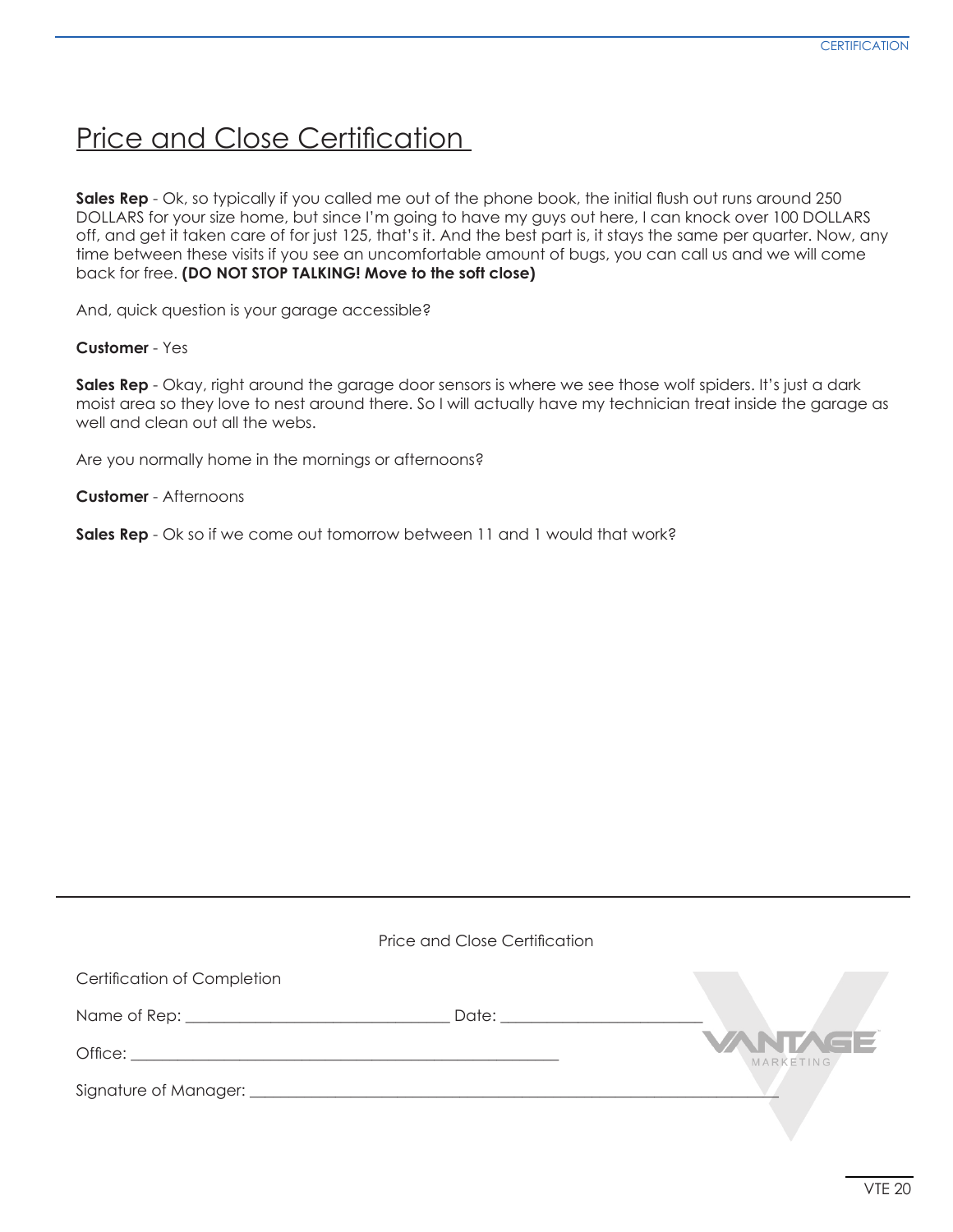# Price and Close Certification

**Sales Rep** - Ok, so typically if you called me out of the phone book, the initial flush out runs around 250 DOLLARS for your size home, but since I'm going to have my guys out here, I can knock over 100 DOLLARS off, and get it taken care of for just 125, that's it. And the best part is, it stays the same per quarter. Now, any time between these visits if you see an uncomfortable amount of bugs, you can call us and we will come back for free. **(DO NOT STOP TALKING! Move to the soft close)**

And, quick question is your garage accessible?

**Customer** - Yes

**Sales Rep** - Okay, right around the garage door sensors is where we see those wolf spiders. It's just a dark moist area so they love to nest around there. So I will actually have my technician treat inside the garage as well and clean out all the webs.

Are you normally home in the mornings or afternoons?

**Customer** - Afternoons

**Sales Rep** - Ok so if we come out tomorrow between 11 and 1 would that work?

---

Price and Close Certification

Certification of Completion

Name of Rep: ______________________________ Date: ______________________

Office: ________________________________________________

Signature of Manager: ____________________________________________________________

VANTAGE MARKETING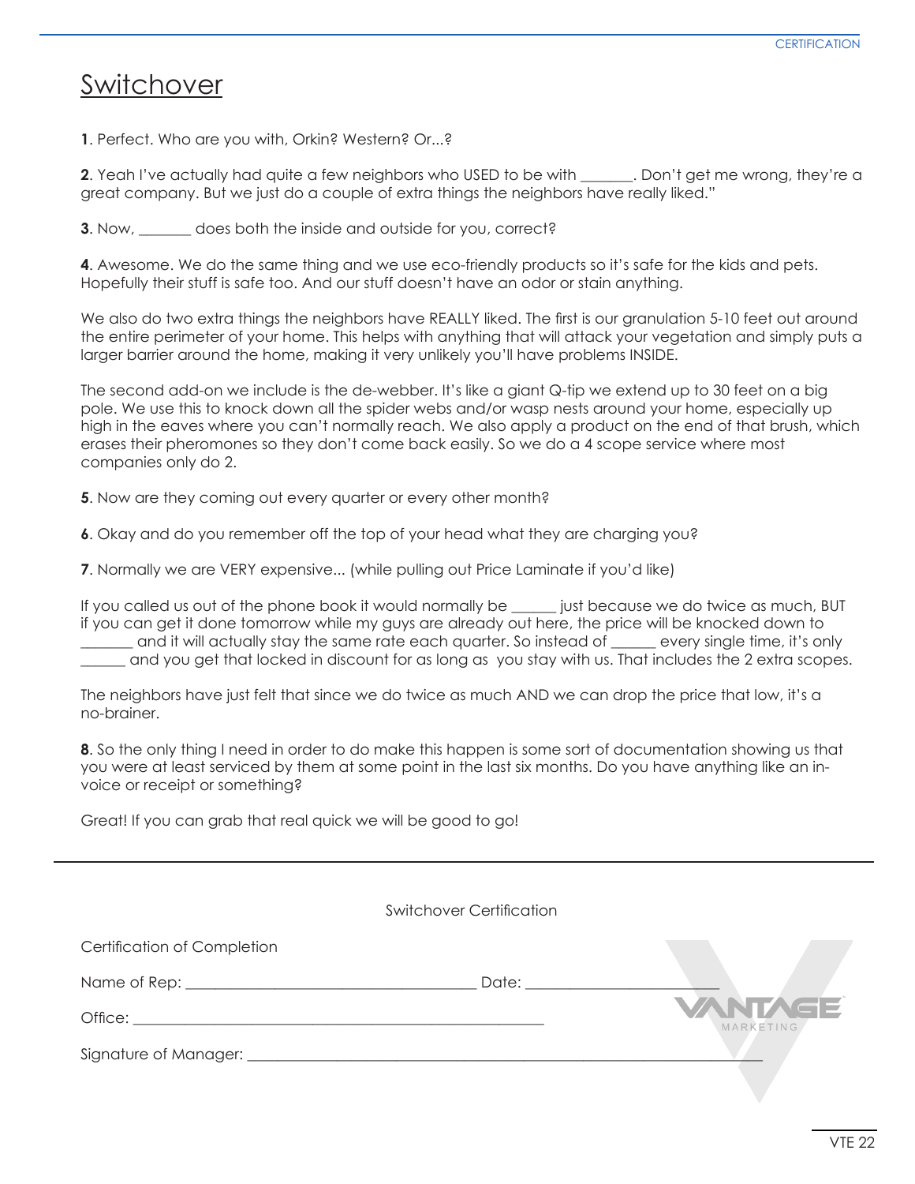# Switchover

**1**. Perfect. Who are you with, Orkin? Western? Or...?

**2**. Yeah I've actually had quite a few neighbors who USED to be with _______. Don't get me wrong, they're a great company. But we just do a couple of extra things the neighbors have really liked."

**3**. Now, _______ does both the inside and outside for you, correct?

**4**. Awesome. We do the same thing and we use eco-friendly products so it's safe for the kids and pets. Hopefully their stuff is safe too. And our stuff doesn't have an odor or stain anything.

We also do two extra things the neighbors have REALLY liked. The first is our granulation 5-10 feet out around the entire perimeter of your home. This helps with anything that will attack your vegetation and simply puts a larger barrier around the home, making it very unlikely you'll have problems INSIDE.

The second add-on we include is the de-webber. It's like a giant Q-tip we extend up to 30 feet on a big pole. We use this to knock down all the spider webs and/or wasp nests around your home, especially up high in the eaves where you can't normally reach. We also apply a product on the end of that brush, which erases their pheromones so they don't come back easily. So we do a 4 scope service where most companies only do 2.

**5**. Now are they coming out every quarter or every other month?

**6**. Okay and do you remember off the top of your head what they are charging you?

**7**. Normally we are VERY expensive... (while pulling out Price Laminate if you'd like)

If you called us out of the phone book it would normally be ______ just because we do twice as much, BUT if you can get it done tomorrow while my guys are already out here, the price will be knocked down to _______ and it will actually stay the same rate each quarter. So instead of ______ every single time, it's only ______ and you get that locked in discount for as long as you stay with us. That includes the 2 extra scopes.

The neighbors have just felt that since we do twice as much AND we can drop the price that low, it's a no-brainer.

**8**. So the only thing I need in order to do make this happen is some sort of documentation showing us that you were at least serviced by them at some point in the last six months. Do you have anything like an in-voice or receipt or something?

Great! If you can grab that real quick we will be good to go!

---

Switchover Certification

Certification of Completion

Name of Rep: ______________________________ Date: ____________________

Office: ____________________________________________

Signature of Manager: ____________________________________________________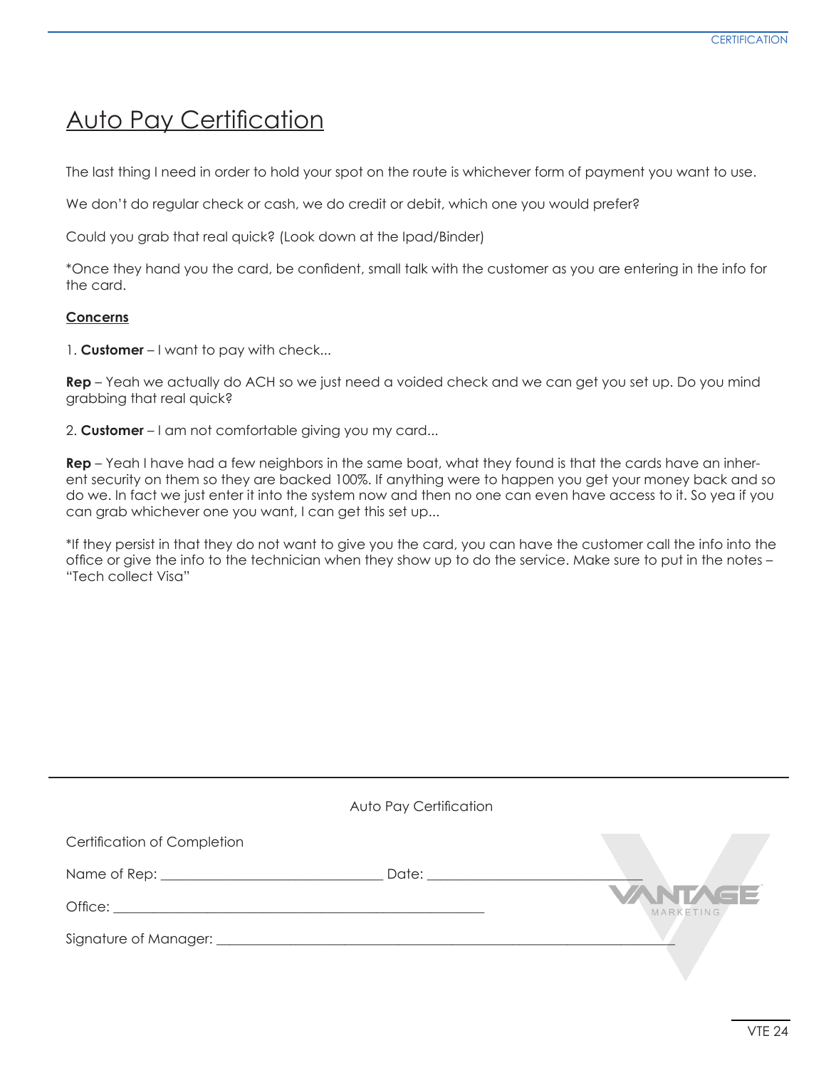# Auto Pay Certification

The last thing I need in order to hold your spot on the route is whichever form of payment you want to use.

We don't do regular check or cash, we do credit or debit, which one you would prefer?

Could you grab that real quick? (Look down at the Ipad/Binder)

*Once they hand you the card, be confident, small talk with the customer as you are entering in the info for the card.

**Concerns**

1. **Customer** – I want to pay with check...

**Rep** – Yeah we actually do ACH so we just need a voided check and we can get you set up. Do you mind grabbing that real quick?

2. **Customer** – I am not comfortable giving you my card...

**Rep** – Yeah I have had a few neighbors in the same boat, what they found is that the cards have an inherent security on them so they are backed 100%. If anything were to happen you get your money back and so do we. In fact we just enter it into the system now and then no one can even have access to it. So yea if you can grab whichever one you want, I can get this set up...

*If they persist in that they do not want to give you the card, you can have the customer call the info into the office or give the info to the technician when they show up to do the service. Make sure to put in the notes – "Tech collect Visa"

---

Auto Pay Certification

Certification of Completion

Name of Rep: ______________________________ Date: ______________________________

Office: ____________________________________________________

Signature of Manager: ______________________________________________________________

VANTAGE MARKETING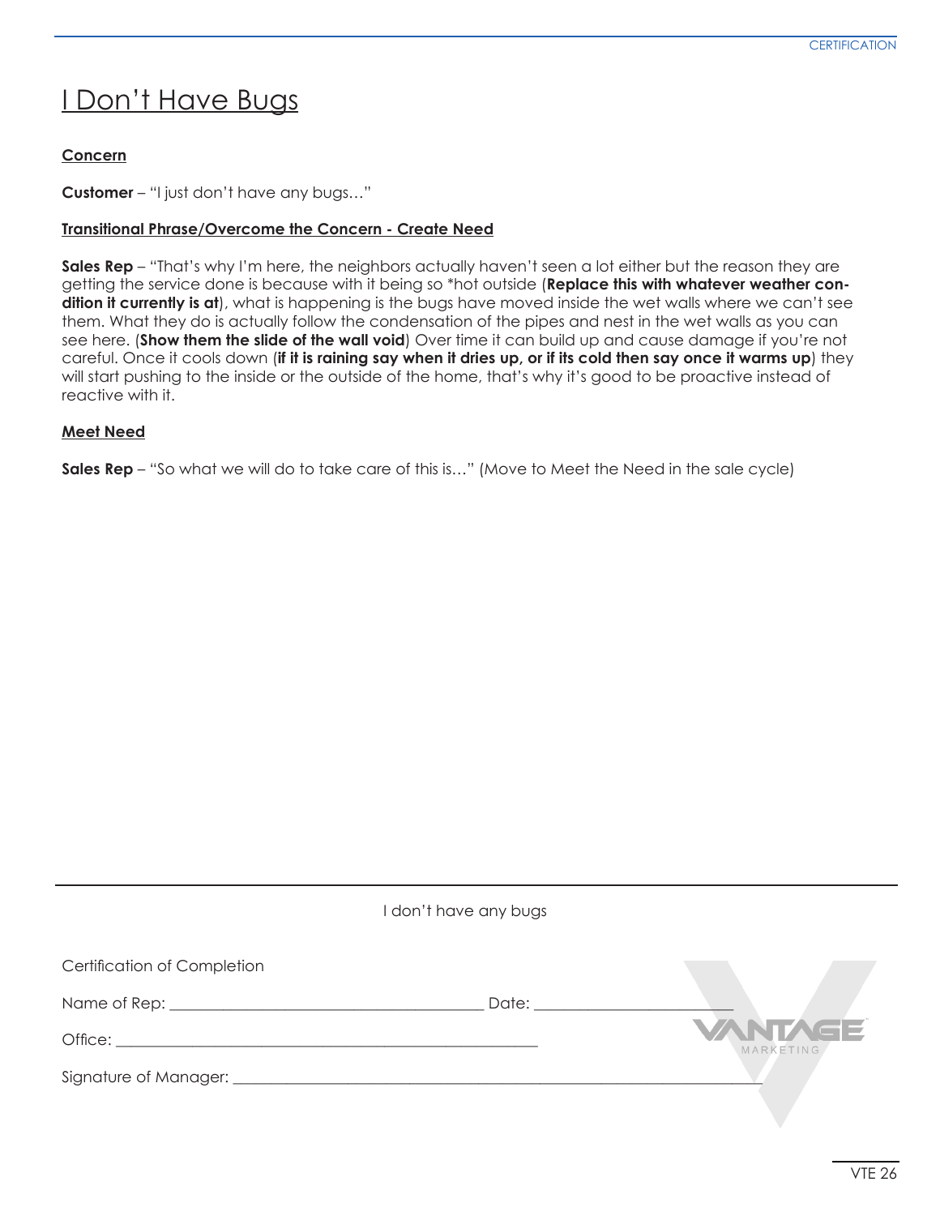# I Don't Have Bugs

**Concern**

**Customer** – "I just don't have any bugs…"

**Transitional Phrase/Overcome the Concern - Create Need**

**Sales Rep** – "That's why I'm here, the neighbors actually haven't seen a lot either but the reason they are getting the service done is because with it being so *hot outside (**Replace this with whatever weather condition it currently is at**), what is happening is the bugs have moved inside the wet walls where we can't see them. What they do is actually follow the condensation of the pipes and nest in the wet walls as you can see here. (**Show them the slide of the wall void**) Over time it can build up and cause damage if you're not careful. Once it cools down (**if it is raining say when it dries up, or if its cold then say once it warms up**) they will start pushing to the inside or the outside of the home, that's why it's good to be proactive instead of reactive with it.

**Meet Need**

**Sales Rep** – "So what we will do to take care of this is…" (Move to Meet the Need in the sale cycle)

---

I don't have any bugs

Certification of Completion

Name of Rep: ______________________________ Date: ____________________

Office: ________________________________________

Signature of Manager: ____________________________________________________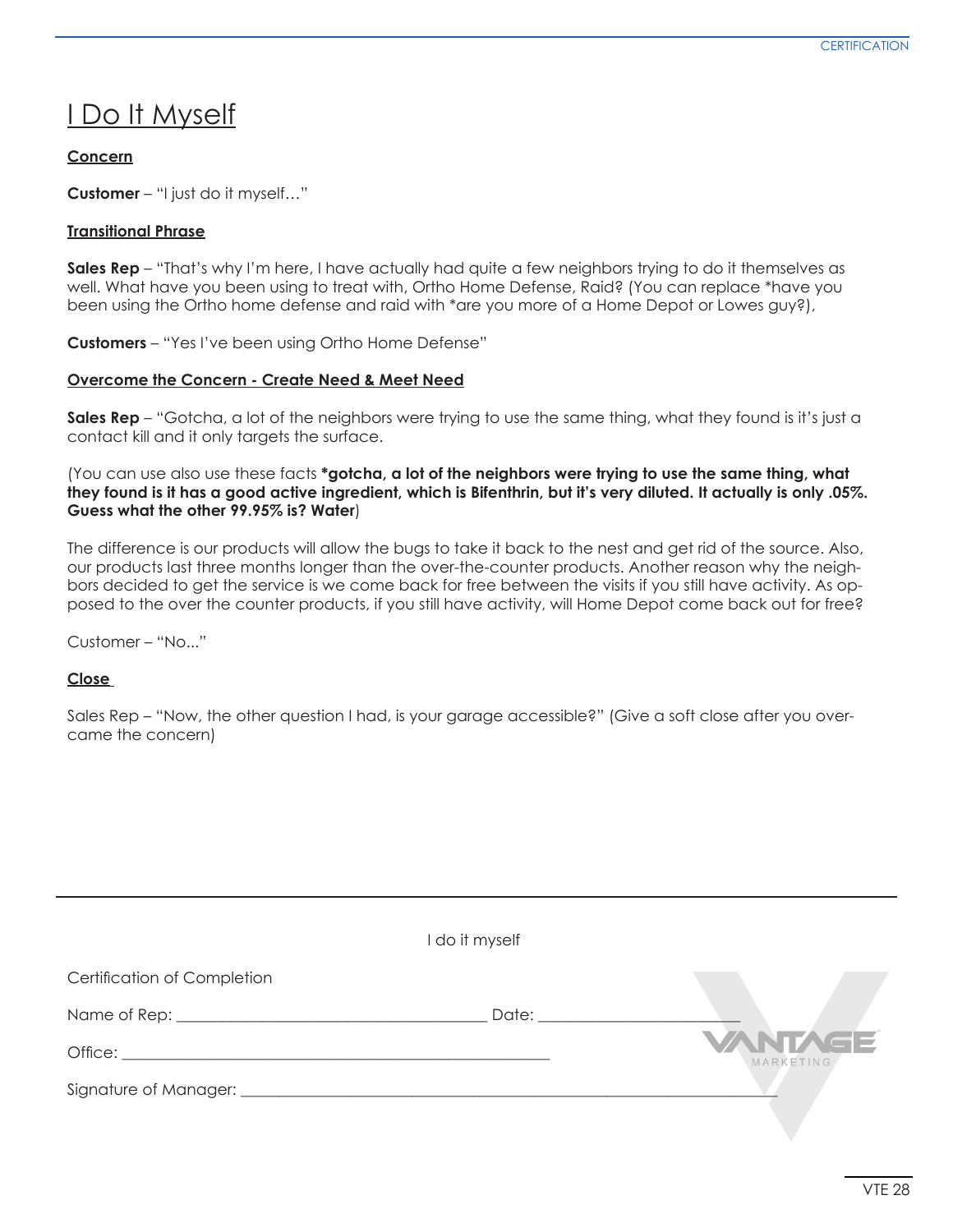# I Do It Myself

**Concern**

**Customer** – "I just do it myself…"

**Transitional Phrase**

**Sales Rep** – "That's why I'm here, I have actually had quite a few neighbors trying to do it themselves as well. What have you been using to treat with, Ortho Home Defense, Raid? (You can replace *have you been using the Ortho home defense and raid with *are you more of a Home Depot or Lowes guy?),

**Customers** – "Yes I've been using Ortho Home Defense"

**Overcome the Concern - Create Need & Meet Need**

**Sales Rep** – "Gotcha, a lot of the neighbors were trying to use the same thing, what they found is it's just a contact kill and it only targets the surface.

(You can use also use these facts ***gotcha, a lot of the neighbors were trying to use the same thing, what they found is it has a good active ingredient, which is Bifenthrin, but it's very diluted. It actually is only .05%. Guess what the other 99.95% is? Water**)

The difference is our products will allow the bugs to take it back to the nest and get rid of the source. Also, our products last three months longer than the over-the-counter products. Another reason why the neighbors decided to get the service is we come back for free between the visits if you still have activity. As opposed to the over the counter products, if you still have activity, will Home Depot come back out for free?

Customer – "No..."

**Close**

Sales Rep – "Now, the other question I had, is your garage accessible?" (Give a soft close after you overcame the concern)

---

I do it myself

Certification of Completion

Name of Rep: ______________________________ Date: ____________________

Office: ____________________________________________

Signature of Manager: ____________________________________________________

VANTAGE MARKETING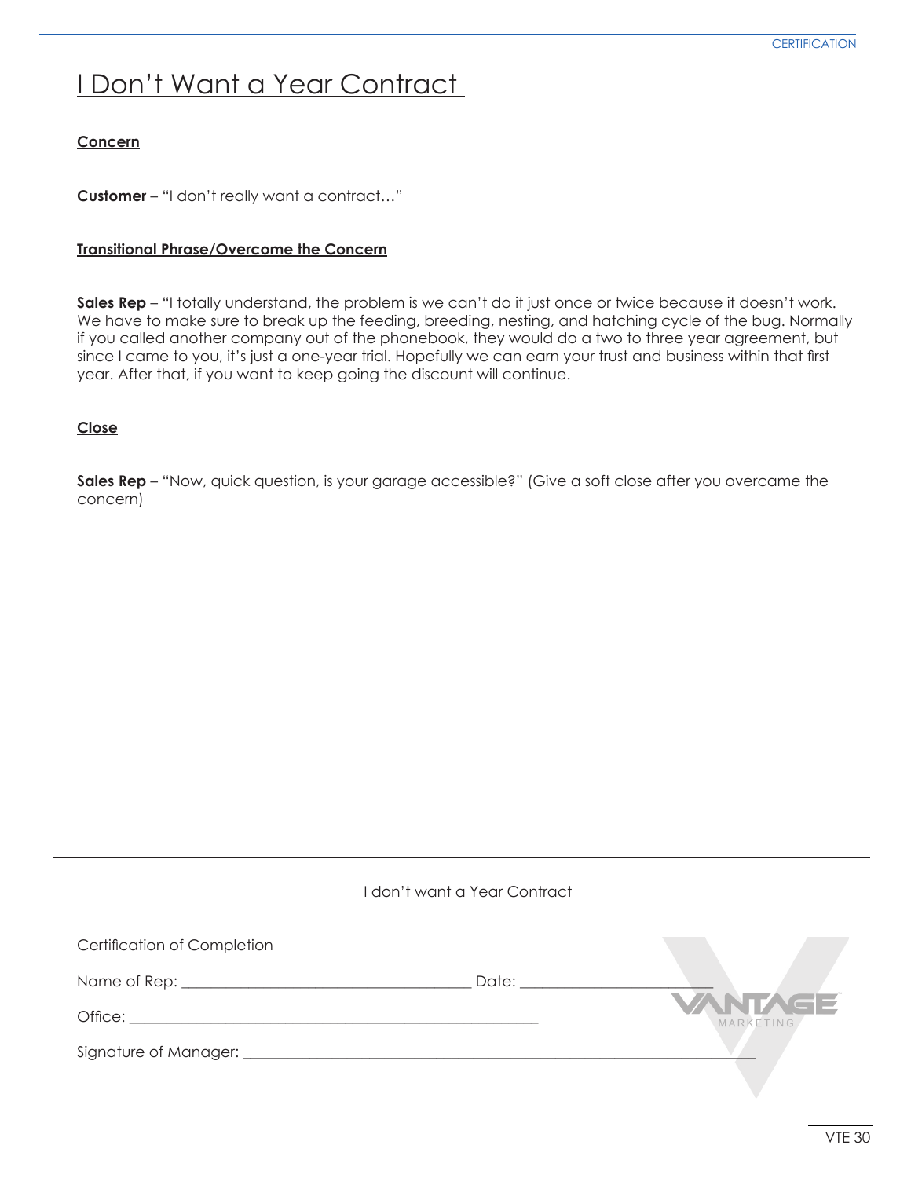# I Don't Want a Year Contract

**Concern**

**Customer** – "I don't really want a contract…"

**Transitional Phrase/Overcome the Concern**

**Sales Rep** – "I totally understand, the problem is we can't do it just once or twice because it doesn't work. We have to make sure to break up the feeding, breeding, nesting, and hatching cycle of the bug. Normally if you called another company out of the phonebook, they would do a two to three year agreement, but since I came to you, it's just a one-year trial. Hopefully we can earn your trust and business within that first year. After that, if you want to keep going the discount will continue.

**Close**

**Sales Rep** – "Now, quick question, is your garage accessible?" (Give a soft close after you overcame the concern)

---

I don't want a Year Contract

Certification of Completion

Name of Rep: ____________________________ Date: ____________________

Office: __________________________________________

Signature of Manager: ____________________________________________________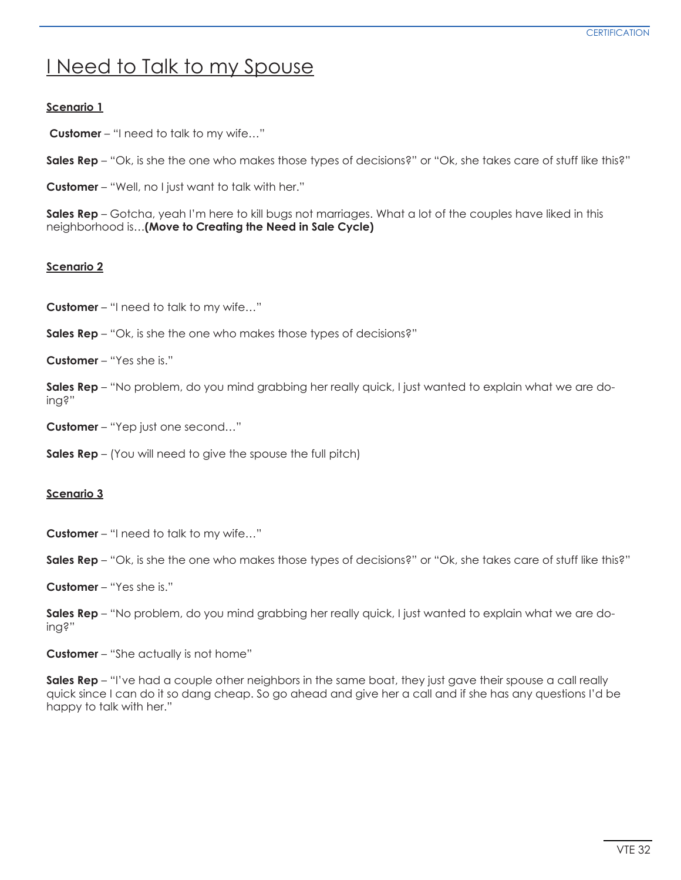# I Need to Talk to my Spouse

**Scenario 1**

**Customer** – "I need to talk to my wife…"

**Sales Rep** – "Ok, is she the one who makes those types of decisions?" or "Ok, she takes care of stuff like this?"

**Customer** – "Well, no I just want to talk with her."

**Sales Rep** – Gotcha, yeah I'm here to kill bugs not marriages. What a lot of the couples have liked in this neighborhood is…**(Move to Creating the Need in Sale Cycle)**

**Scenario 2**

**Customer** – "I need to talk to my wife…"

**Sales Rep** – "Ok, is she the one who makes those types of decisions?"

**Customer** – "Yes she is."

**Sales Rep** – "No problem, do you mind grabbing her really quick, I just wanted to explain what we are doing?"

**Customer** – "Yep just one second…"

**Sales Rep** – (You will need to give the spouse the full pitch)

**Scenario 3**

**Customer** – "I need to talk to my wife…"

**Sales Rep** – "Ok, is she the one who makes those types of decisions?" or "Ok, she takes care of stuff like this?"

**Customer** – "Yes she is."

**Sales Rep** – "No problem, do you mind grabbing her really quick, I just wanted to explain what we are doing?"

**Customer** – "She actually is not home"

**Sales Rep** – "I've had a couple other neighbors in the same boat, they just gave their spouse a call really quick since I can do it so dang cheap. So go ahead and give her a call and if she has any questions I'd be happy to talk with her."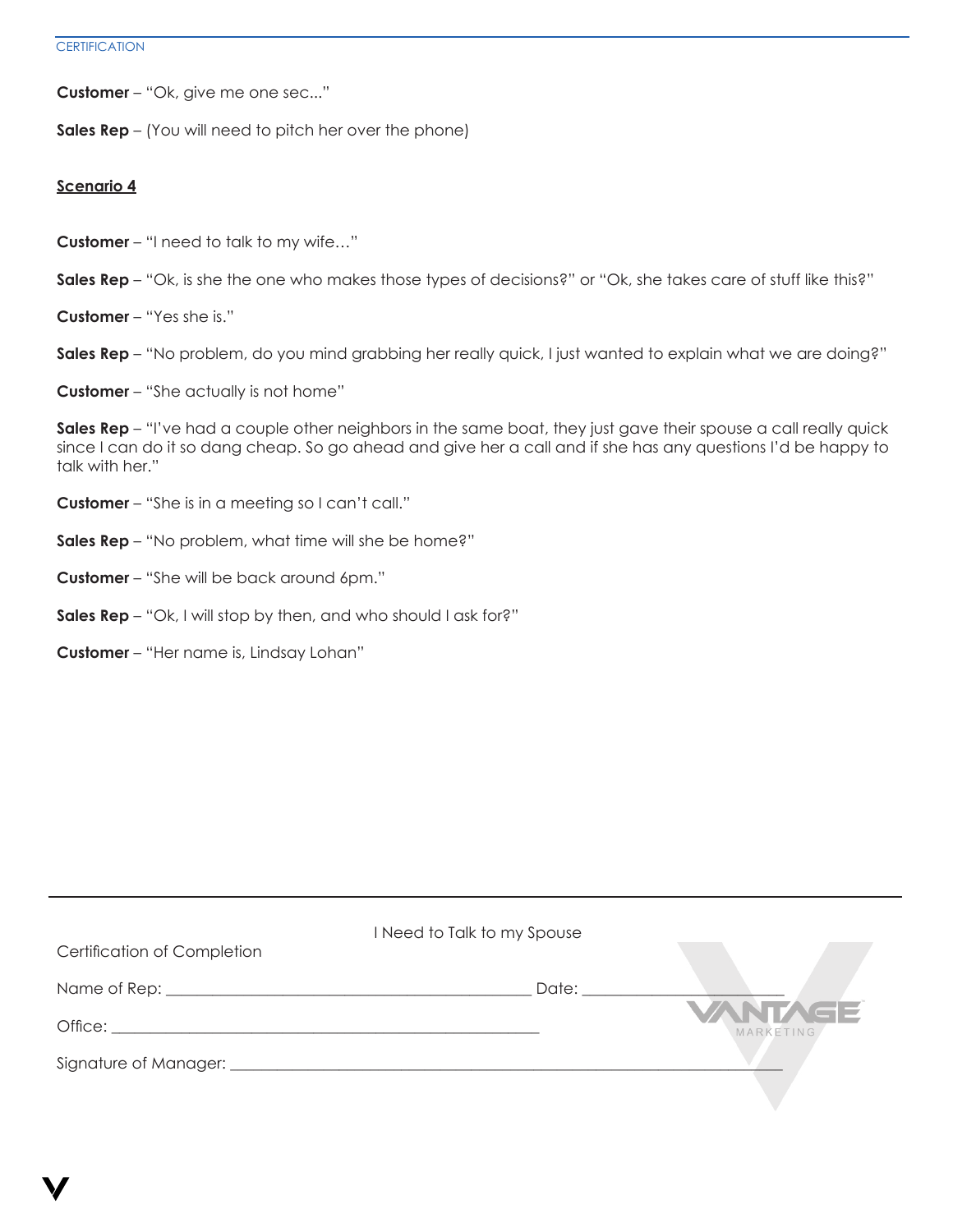**Customer** – "Ok, give me one sec..."

**Sales Rep** – (You will need to pitch her over the phone)

## Scenario 4

**Customer** – "I need to talk to my wife…"

**Sales Rep** – "Ok, is she the one who makes those types of decisions?" or "Ok, she takes care of stuff like this?"

**Customer** – "Yes she is."

**Sales Rep** – "No problem, do you mind grabbing her really quick, I just wanted to explain what we are doing?"

**Customer** – "She actually is not home"

**Sales Rep** – "I've had a couple other neighbors in the same boat, they just gave their spouse a call really quick since I can do it so dang cheap. So go ahead and give her a call and if she has any questions I'd be happy to talk with her."

**Customer** – "She is in a meeting so I can't call."

**Sales Rep** – "No problem, what time will she be home?"

**Customer** – "She will be back around 6pm."

**Sales Rep** – "Ok, I will stop by then, and who should I ask for?"

**Customer** – "Her name is, Lindsay Lohan"

---

I Need to Talk to my Spouse

Certification of Completion

Name of Rep: ______________________________ Date: ____________________

Office: ______________________________

Signature of Manager: ______________________________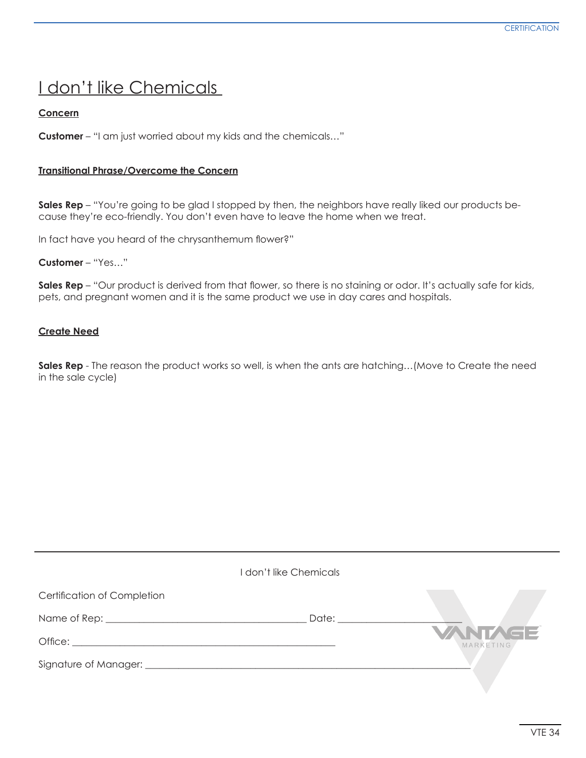# I don't like Chemicals

**Concern**

**Customer** – "I am just worried about my kids and the chemicals…"

**Transitional Phrase/Overcome the Concern**

**Sales Rep** – "You're going to be glad I stopped by then, the neighbors have really liked our products because they're eco-friendly. You don't even have to leave the home when we treat.

In fact have you heard of the chrysanthemum flower?"

**Customer** – "Yes…"

**Sales Rep** – "Our product is derived from that flower, so there is no staining or odor. It's actually safe for kids, pets, and pregnant women and it is the same product we use in day cares and hospitals.

**Create Need**

**Sales Rep** - The reason the product works so well, is when the ants are hatching…(Move to Create the need in the sale cycle)

---

I don't like Chemicals

Certification of Completion

Name of Rep: ________________________________________ Date: _________________________

Office: _______________________________________________________

Signature of Manager: ___________________________________________________________________

VANTAGE MARKETING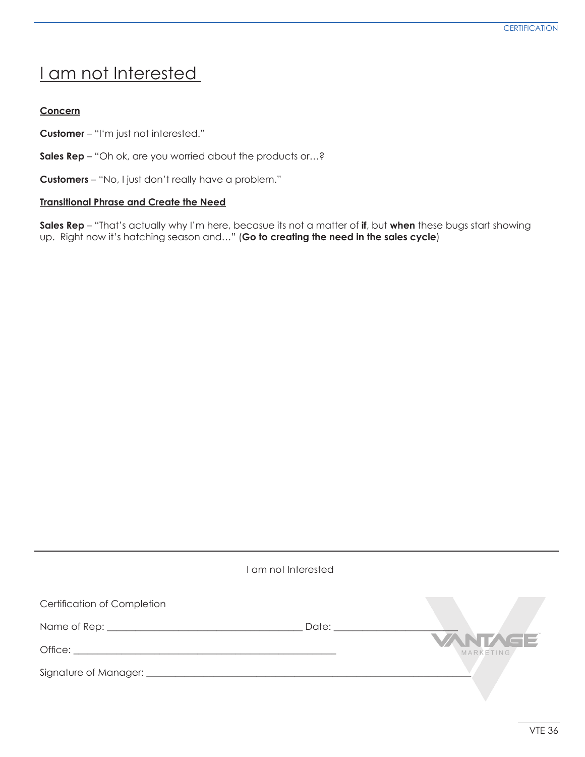# I am not Interested

**Concern**

**Customer** – "I'm just not interested."

**Sales Rep** – "Oh ok, are you worried about the products or…?

**Customers** – "No, I just don't really have a problem."

**Transitional Phrase and Create the Need**

**Sales Rep** – "That's actually why I'm here, becasue its not a matter of **if**, but **when** these bugs start showing up. Right now it's hatching season and…" (**Go to creating the need in the sales cycle**)

---

I am not Interested

Certification of Completion

Name of Rep: ________________________________________ Date: __________________________

Office: _______________________________________________________

Signature of Manager: ___________________________________________________________________

VANTAGE MARKETING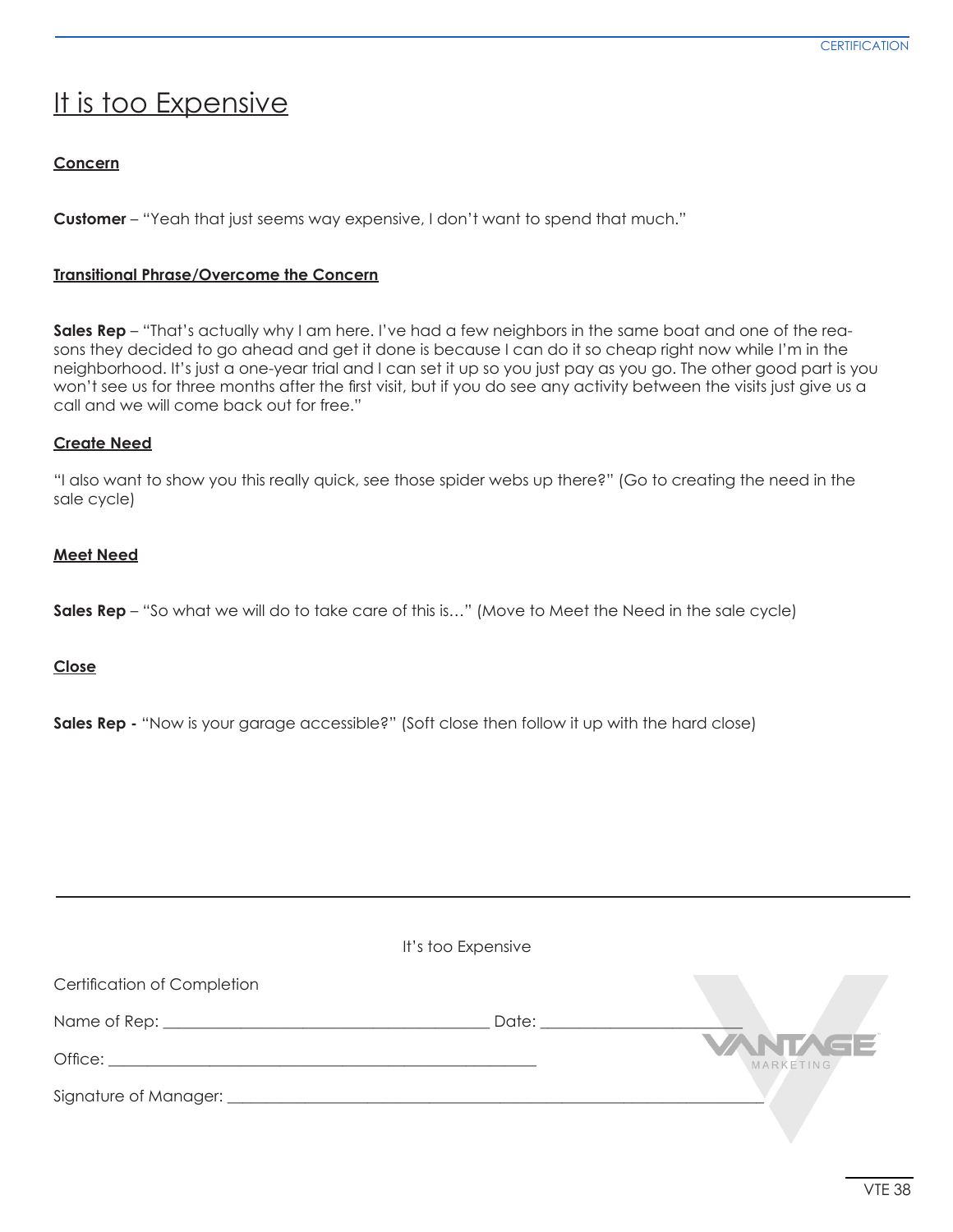# It is too Expensive

**Concern**

**Customer** – "Yeah that just seems way expensive, I don't want to spend that much."

**Transitional Phrase/Overcome the Concern**

**Sales Rep** – "That's actually why I am here. I've had a few neighbors in the same boat and one of the reasons they decided to go ahead and get it done is because I can do it so cheap right now while I'm in the neighborhood. It's just a one-year trial and I can set it up so you just pay as you go. The other good part is you won't see us for three months after the first visit, but if you do see any activity between the visits just give us a call and we will come back out for free."

**Create Need**

"I also want to show you this really quick, see those spider webs up there?" (Go to creating the need in the sale cycle)

**Meet Need**

**Sales Rep** – "So what we will do to take care of this is…" (Move to Meet the Need in the sale cycle)

**Close**

**Sales Rep -** "Now is your garage accessible?" (Soft close then follow it up with the hard close)

---

It's too Expensive

Certification of Completion

Name of Rep: ______________________________ Date: ____________________

Office: __________________________________________

Signature of Manager: ______________________________________________________

VANTAGE MARKETING